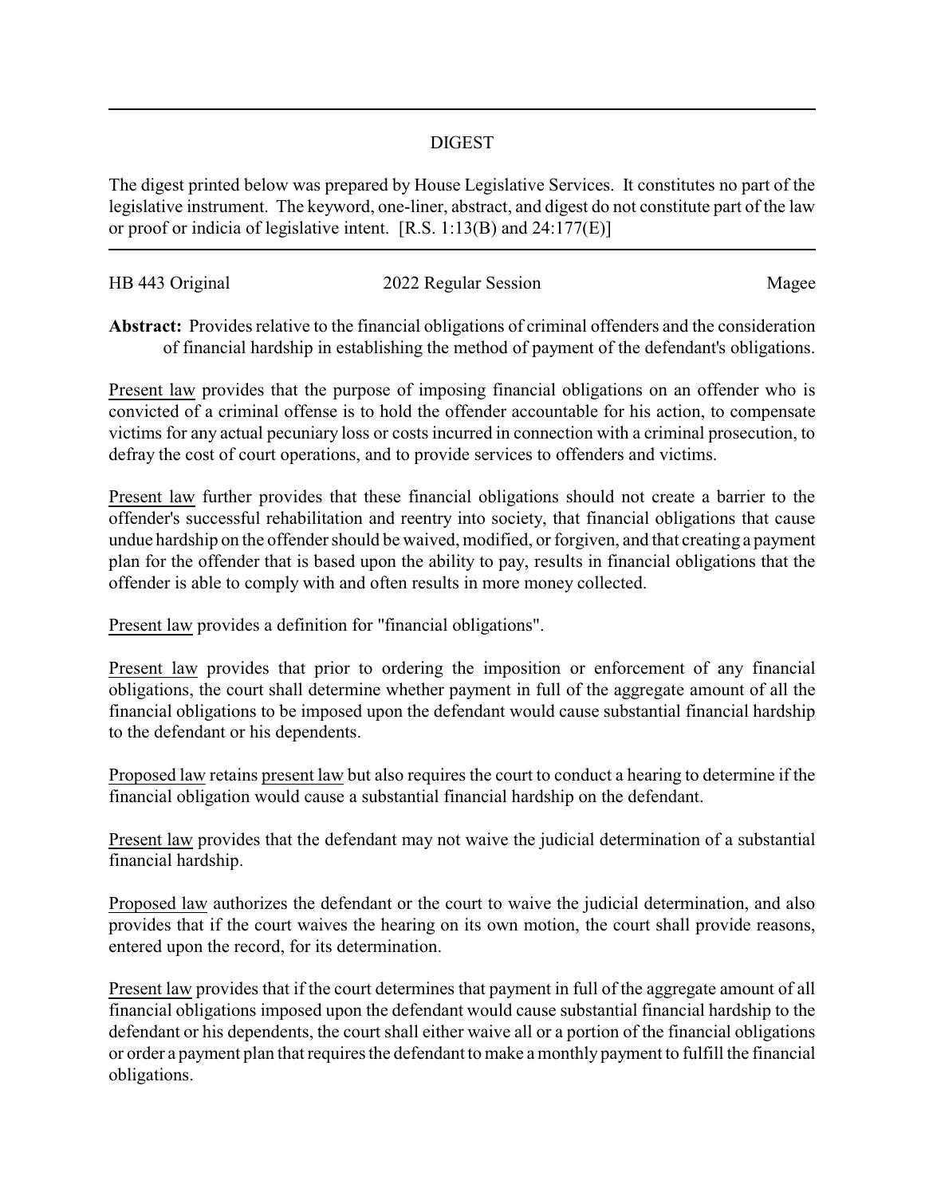# DIGEST

The digest printed below was prepared by House Legislative Services. It constitutes no part of the legislative instrument. The keyword, one-liner, abstract, and digest do not constitute part of the law or proof or indicia of legislative intent. [R.S. 1:13(B) and 24:177(E)]

HB 443 Original — 2022 Regular Session — Magee

**Abstract:** Provides relative to the financial obligations of criminal offenders and the consideration of financial hardship in establishing the method of payment of the defendant's obligations.

Present law provides that the purpose of imposing financial obligations on an offender who is convicted of a criminal offense is to hold the offender accountable for his action, to compensate victims for any actual pecuniary loss or costs incurred in connection with a criminal prosecution, to defray the cost of court operations, and to provide services to offenders and victims.

Present law further provides that these financial obligations should not create a barrier to the offender's successful rehabilitation and reentry into society, that financial obligations that cause undue hardship on the offender should be waived, modified, or forgiven, and that creating a payment plan for the offender that is based upon the ability to pay, results in financial obligations that the offender is able to comply with and often results in more money collected.

Present law provides a definition for "financial obligations".

Present law provides that prior to ordering the imposition or enforcement of any financial obligations, the court shall determine whether payment in full of the aggregate amount of all the financial obligations to be imposed upon the defendant would cause substantial financial hardship to the defendant or his dependents.

Proposed law retains present law but also requires the court to conduct a hearing to determine if the financial obligation would cause a substantial financial hardship on the defendant.

Present law provides that the defendant may not waive the judicial determination of a substantial financial hardship.

Proposed law authorizes the defendant or the court to waive the judicial determination, and also provides that if the court waives the hearing on its own motion, the court shall provide reasons, entered upon the record, for its determination.

Present law provides that if the court determines that payment in full of the aggregate amount of all financial obligations imposed upon the defendant would cause substantial financial hardship to the defendant or his dependents, the court shall either waive all or a portion of the financial obligations or order a payment plan that requires the defendant to make a monthly payment to fulfill the financial obligations.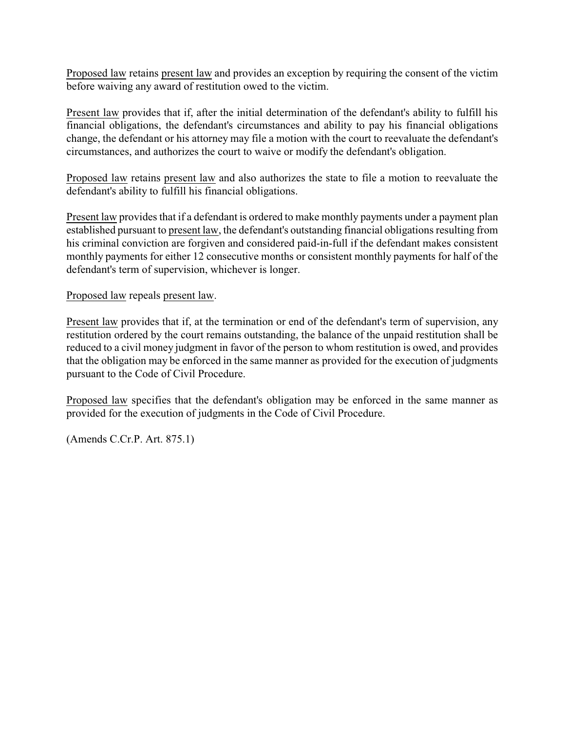Proposed law retains present law and provides an exception by requiring the consent of the victim before waiving any award of restitution owed to the victim.

Present law provides that if, after the initial determination of the defendant's ability to fulfill his financial obligations, the defendant's circumstances and ability to pay his financial obligations change, the defendant or his attorney may file a motion with the court to reevaluate the defendant's circumstances, and authorizes the court to waive or modify the defendant's obligation.

Proposed law retains present law and also authorizes the state to file a motion to reevaluate the defendant's ability to fulfill his financial obligations.

Present law provides that if a defendant is ordered to make monthly payments under a payment plan established pursuant to present law, the defendant's outstanding financial obligations resulting from his criminal conviction are forgiven and considered paid-in-full if the defendant makes consistent monthly payments for either 12 consecutive months or consistent monthly payments for half of the defendant's term of supervision, whichever is longer.

Proposed law repeals present law.

Present law provides that if, at the termination or end of the defendant's term of supervision, any restitution ordered by the court remains outstanding, the balance of the unpaid restitution shall be reduced to a civil money judgment in favor of the person to whom restitution is owed, and provides that the obligation may be enforced in the same manner as provided for the execution of judgments pursuant to the Code of Civil Procedure.

Proposed law specifies that the defendant's obligation may be enforced in the same manner as provided for the execution of judgments in the Code of Civil Procedure.

(Amends C.Cr.P. Art. 875.1)